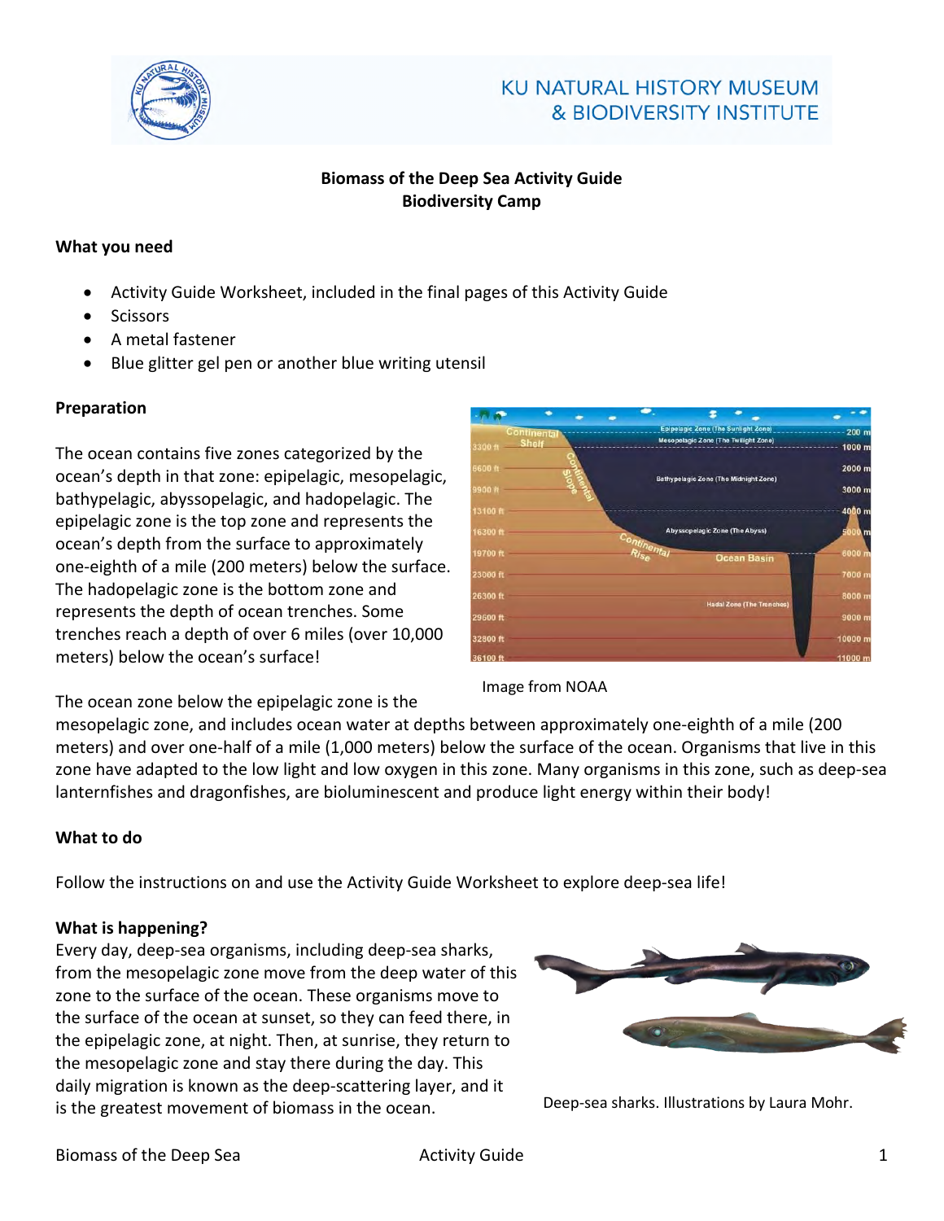KU NATURAL HISTORY MUSEUM
& BIODIVERSITY INSTITUTE

**Biomass of the Deep Sea Activity Guide**
**Biodiversity Camp**

## What you need

- Activity Guide Worksheet, included in the final pages of this Activity Guide
- Scissors
- A metal fastener
- Blue glitter gel pen or another blue writing utensil

## Preparation

The ocean contains five zones categorized by the ocean's depth in that zone: epipelagic, mesopelagic, bathypelagic, abyssopelagic, and hadopelagic. The epipelagic zone is the top zone and represents the ocean's depth from the surface to approximately one-eighth of a mile (200 meters) below the surface. The hadopelagic zone is the bottom zone and represents the depth of ocean trenches. Some trenches reach a depth of over 6 miles (over 10,000 meters) below the ocean's surface!

Image from NOAA

The ocean zone below the epipelagic zone is the mesopelagic zone, and includes ocean water at depths between approximately one-eighth of a mile (200 meters) and over one-half of a mile (1,000 meters) below the surface of the ocean. Organisms that live in this zone have adapted to the low light and low oxygen in this zone. Many organisms in this zone, such as deep-sea lanternfishes and dragonfishes, are bioluminescent and produce light energy within their body!

## What to do

Follow the instructions on and use the Activity Guide Worksheet to explore deep-sea life!

## What is happening?

Every day, deep-sea organisms, including deep-sea sharks, from the mesopelagic zone move from the deep water of this zone to the surface of the ocean. These organisms move to the surface of the ocean at sunset, so they can feed there, in the epipelagic zone, at night. Then, at sunrise, they return to the mesopelagic zone and stay there during the day. This daily migration is known as the deep-scattering layer, and it is the greatest movement of biomass in the ocean.

Deep-sea sharks. Illustrations by Laura Mohr.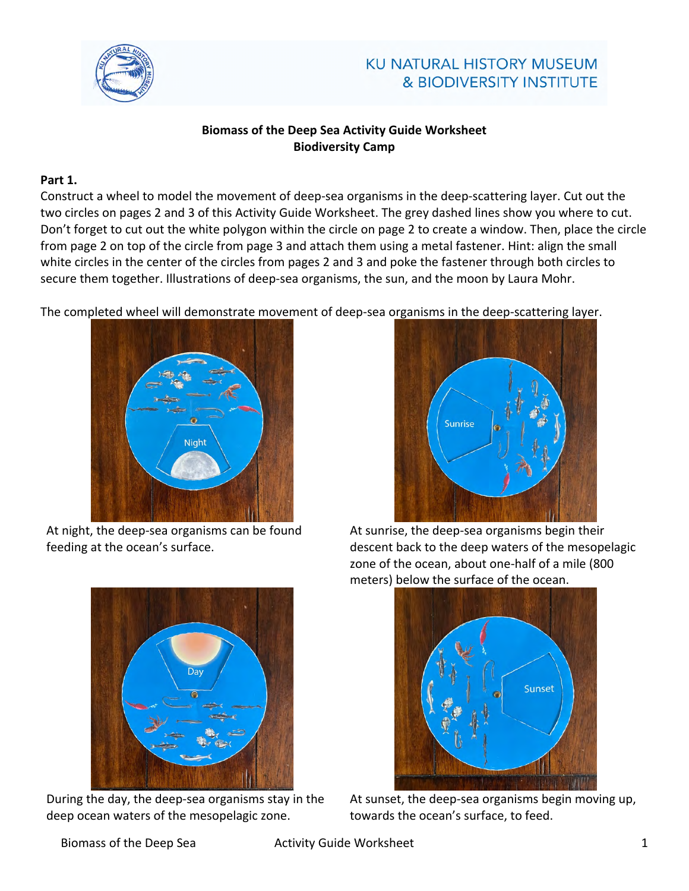**Biomass of the Deep Sea Activity Guide Worksheet**
**Biodiversity Camp**

**Part 1.**

Construct a wheel to model the movement of deep-sea organisms in the deep-scattering layer. Cut out the two circles on pages 2 and 3 of this Activity Guide Worksheet. The grey dashed lines show you where to cut. Don't forget to cut out the white polygon within the circle on page 2 to create a window. Then, place the circle from page 2 on top of the circle from page 3 and attach them using a metal fastener. Hint: align the small white circles in the center of the circles from pages 2 and 3 and poke the fastener through both circles to secure them together. Illustrations of deep-sea organisms, the sun, and the moon by Laura Mohr.

The completed wheel will demonstrate movement of deep-sea organisms in the deep-scattering layer.

At night, the deep-sea organisms can be found feeding at the ocean's surface.

At sunrise, the deep-sea organisms begin their descent back to the deep waters of the mesopelagic zone of the ocean, about one-half of a mile (800 meters) below the surface of the ocean.

During the day, the deep-sea organisms stay in the deep ocean waters of the mesopelagic zone.

At sunset, the deep-sea organisms begin moving up, towards the ocean's surface, to feed.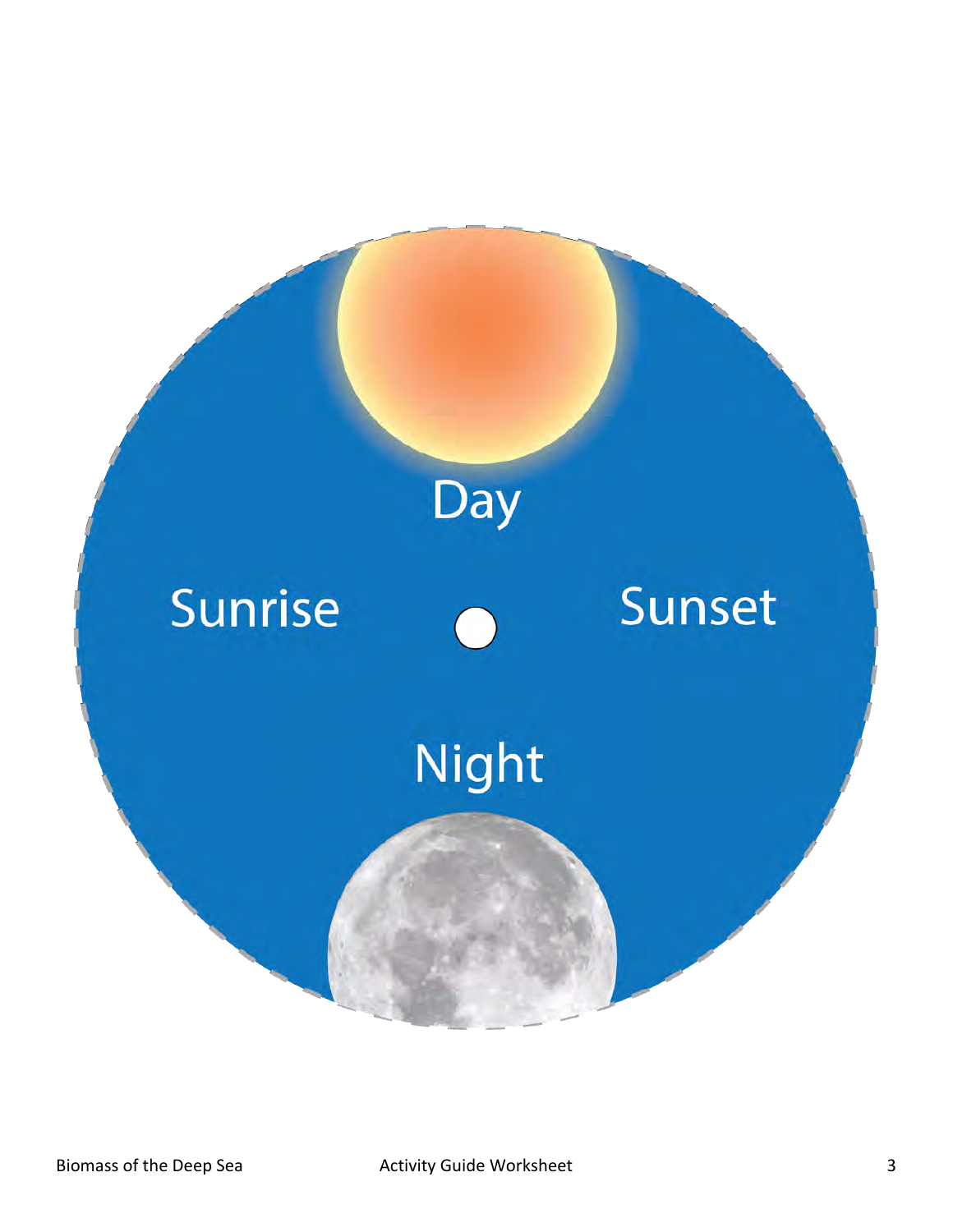Day

Sunrise

Sunset

Night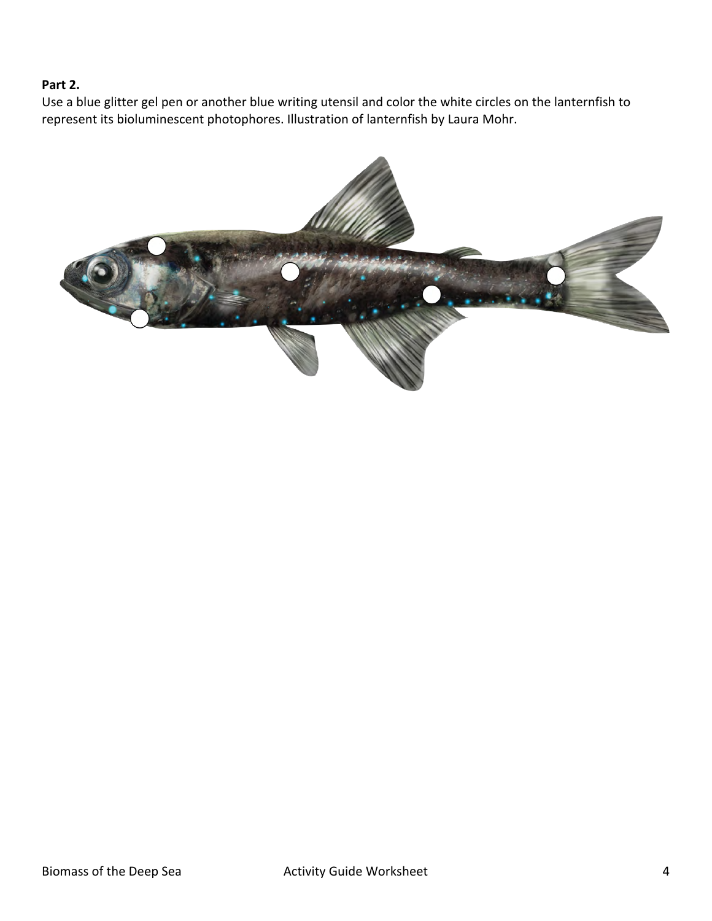**Part 2.**

Use a blue glitter gel pen or another blue writing utensil and color the white circles on the lanternfish to represent its bioluminescent photophores. Illustration of lanternfish by Laura Mohr.